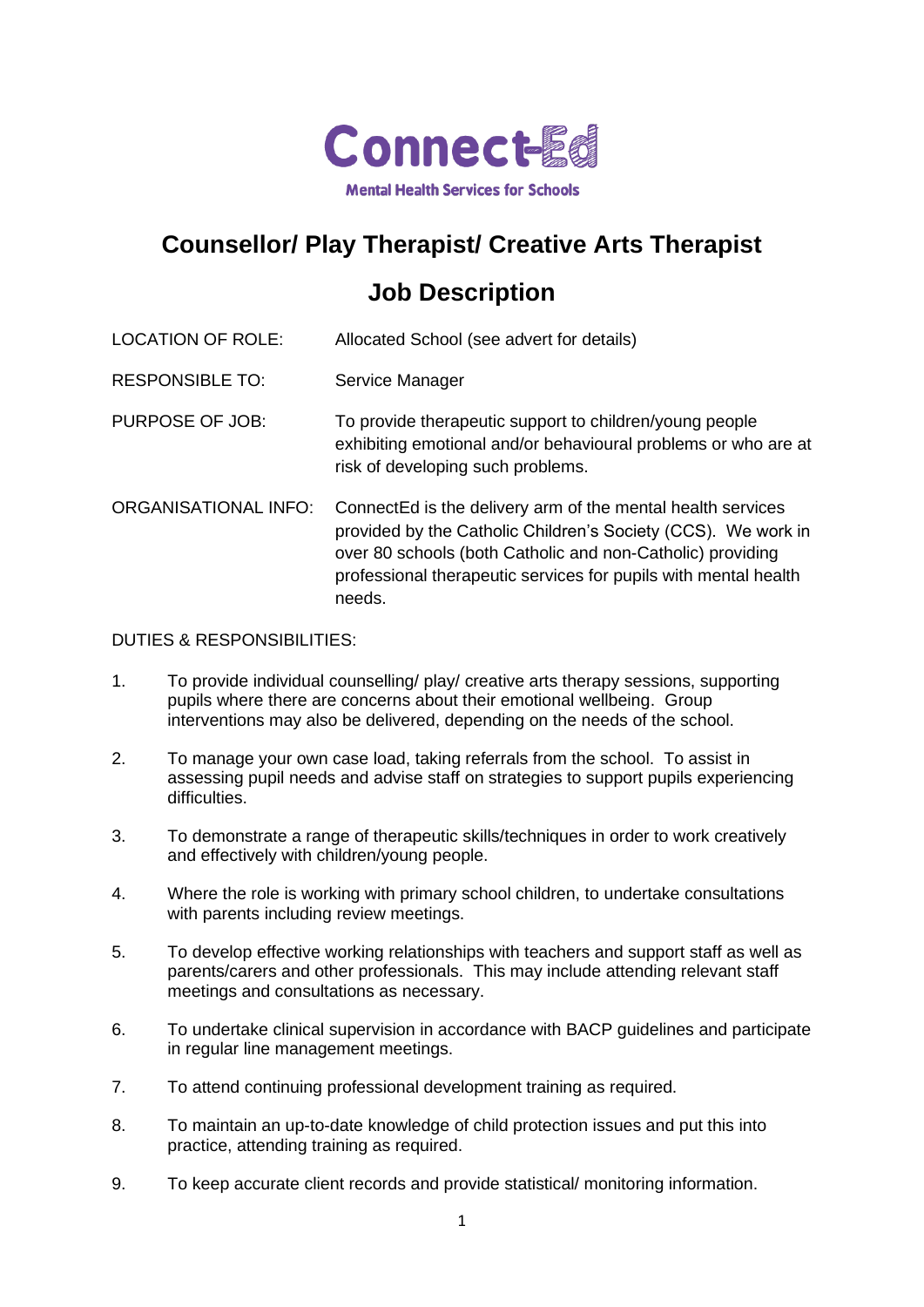Connect-Ed

Mental Health Services for Schools

# Counsellor/ Play Therapist/ Creative Arts Therapist

## Job Description

| | |
|---|---|
| LOCATION OF ROLE: | Allocated School (see advert for details) |
| RESPONSIBLE TO: | Service Manager |
| PURPOSE OF JOB: | To provide therapeutic support to children/young people exhibiting emotional and/or behavioural problems or who are at risk of developing such problems. |
| ORGANISATIONAL INFO: | ConnectEd is the delivery arm of the mental health services provided by the Catholic Children's Society (CCS). We work in over 80 schools (both Catholic and non-Catholic) providing professional therapeutic services for pupils with mental health needs. |

DUTIES & RESPONSIBILITIES:

1. To provide individual counselling/ play/ creative arts therapy sessions, supporting pupils where there are concerns about their emotional wellbeing. Group interventions may also be delivered, depending on the needs of the school.
2. To manage your own case load, taking referrals from the school. To assist in assessing pupil needs and advise staff on strategies to support pupils experiencing difficulties.
3. To demonstrate a range of therapeutic skills/techniques in order to work creatively and effectively with children/young people.
4. Where the role is working with primary school children, to undertake consultations with parents including review meetings.
5. To develop effective working relationships with teachers and support staff as well as parents/carers and other professionals. This may include attending relevant staff meetings and consultations as necessary.
6. To undertake clinical supervision in accordance with BACP guidelines and participate in regular line management meetings.
7. To attend continuing professional development training as required.
8. To maintain an up-to-date knowledge of child protection issues and put this into practice, attending training as required.
9. To keep accurate client records and provide statistical/ monitoring information.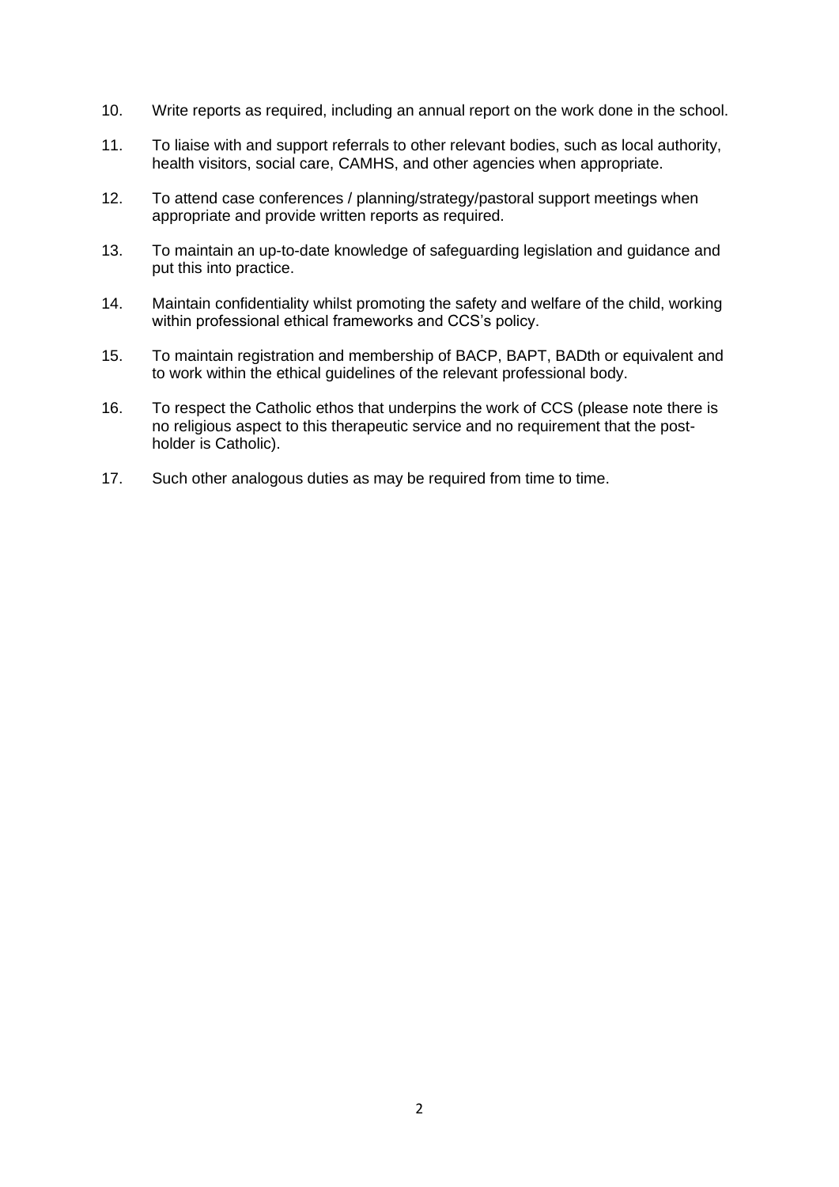10. Write reports as required, including an annual report on the work done in the school.

11. To liaise with and support referrals to other relevant bodies, such as local authority, health visitors, social care, CAMHS, and other agencies when appropriate.

12. To attend case conferences / planning/strategy/pastoral support meetings when appropriate and provide written reports as required.

13. To maintain an up-to-date knowledge of safeguarding legislation and guidance and put this into practice.

14. Maintain confidentiality whilst promoting the safety and welfare of the child, working within professional ethical frameworks and CCS's policy.

15. To maintain registration and membership of BACP, BAPT, BADth or equivalent and to work within the ethical guidelines of the relevant professional body.

16. To respect the Catholic ethos that underpins the work of CCS (please note there is no religious aspect to this therapeutic service and no requirement that the post-holder is Catholic).

17. Such other analogous duties as may be required from time to time.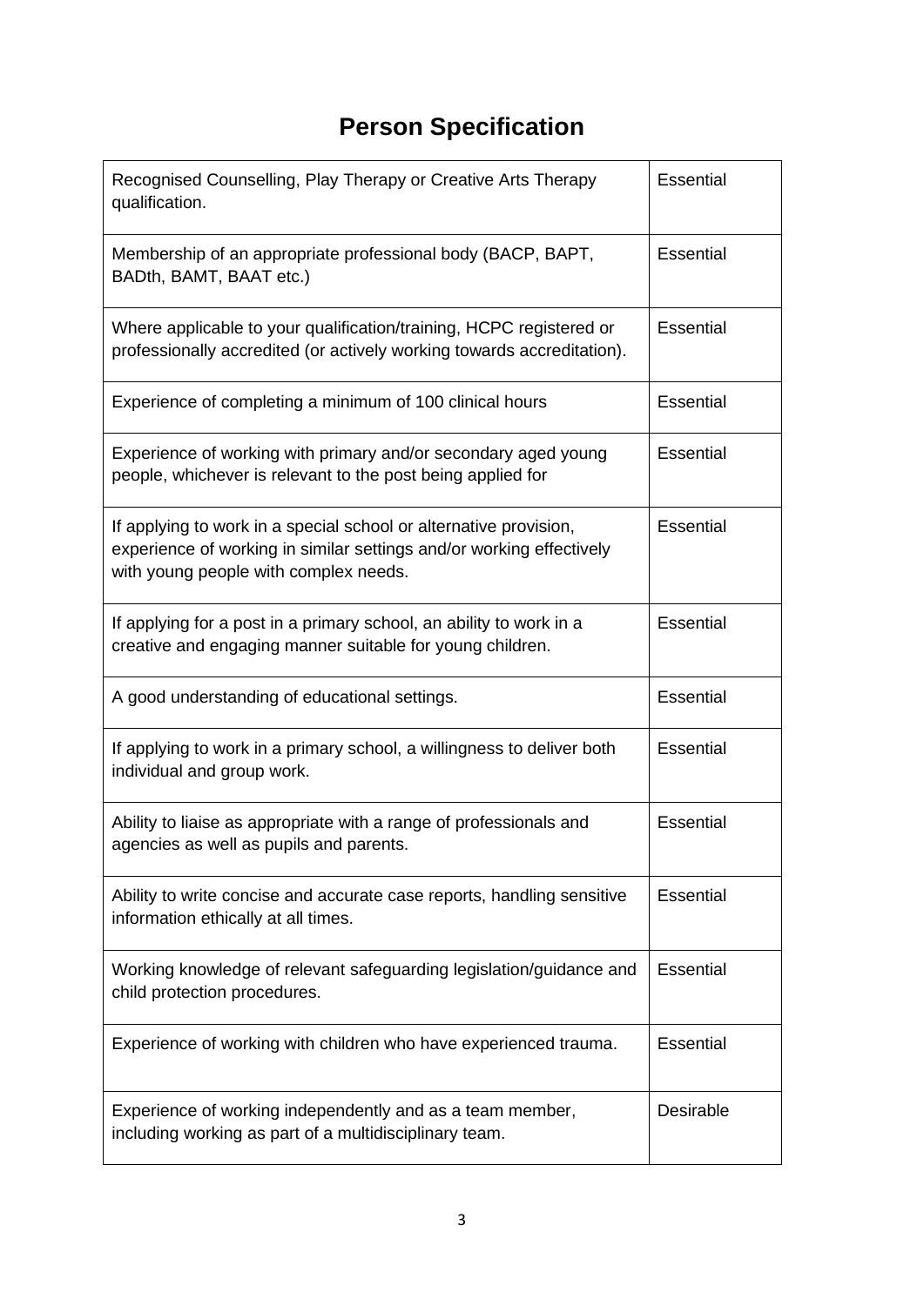# Person Specification

| | |
|---|---|
| Recognised Counselling, Play Therapy or Creative Arts Therapy qualification. | Essential |
| Membership of an appropriate professional body (BACP, BAPT, BADth, BAMT, BAAT etc.) | Essential |
| Where applicable to your qualification/training, HCPC registered or professionally accredited (or actively working towards accreditation). | Essential |
| Experience of completing a minimum of 100 clinical hours | Essential |
| Experience of working with primary and/or secondary aged young people, whichever is relevant to the post being applied for | Essential |
| If applying to work in a special school or alternative provision, experience of working in similar settings and/or working effectively with young people with complex needs. | Essential |
| If applying for a post in a primary school, an ability to work in a creative and engaging manner suitable for young children. | Essential |
| A good understanding of educational settings. | Essential |
| If applying to work in a primary school, a willingness to deliver both individual and group work. | Essential |
| Ability to liaise as appropriate with a range of professionals and agencies as well as pupils and parents. | Essential |
| Ability to write concise and accurate case reports, handling sensitive information ethically at all times. | Essential |
| Working knowledge of relevant safeguarding legislation/guidance and child protection procedures. | Essential |
| Experience of working with children who have experienced trauma. | Essential |
| Experience of working independently and as a team member, including working as part of a multidisciplinary team. | Desirable |